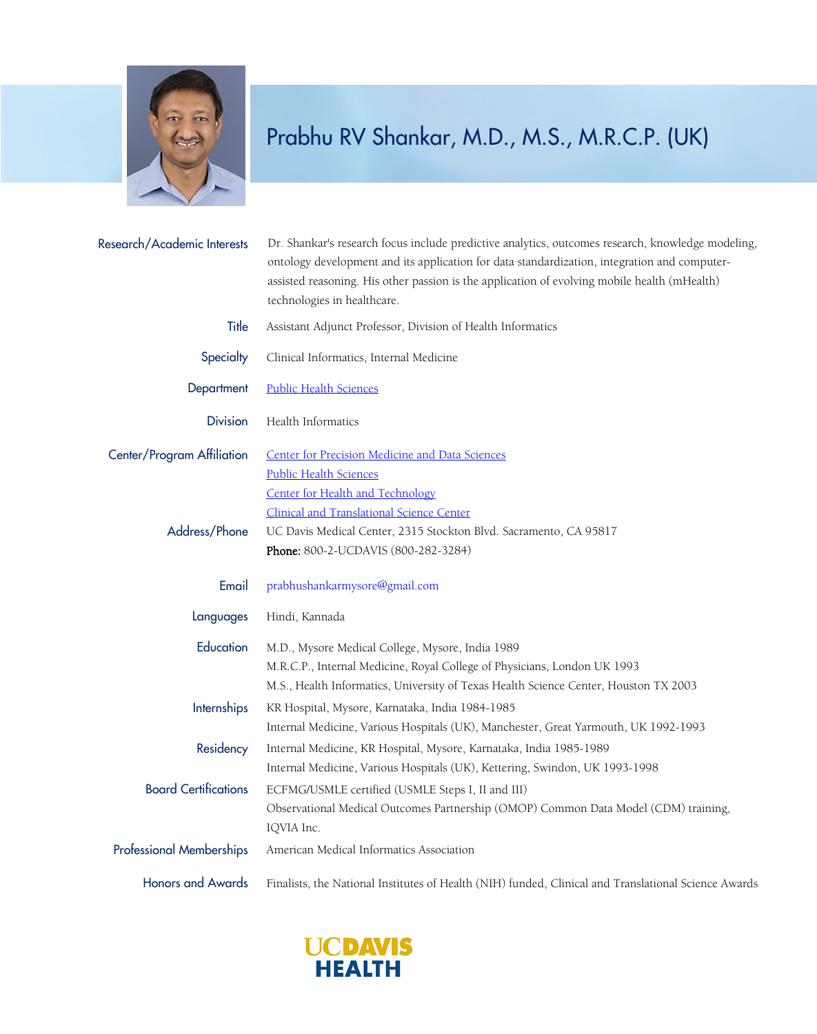# Prabhu RV Shankar, M.D., M.S., M.R.C.P. (UK)

**Research/Academic Interests**
Dr. Shankar's research focus include predictive analytics, outcomes research, knowledge modeling, ontology development and its application for data standardization, integration and computer-assisted reasoning. His other passion is the application of evolving mobile health (mHealth) technologies in healthcare.

**Title**
Assistant Adjunct Professor, Division of Health Informatics

**Specialty**
Clinical Informatics, Internal Medicine

**Department**
Public Health Sciences

**Division**
Health Informatics

**Center/Program Affiliation**
Center for Precision Medicine and Data Sciences
Public Health Sciences
Center for Health and Technology
Clinical and Translational Science Center

**Address/Phone**
UC Davis Medical Center, 2315 Stockton Blvd. Sacramento, CA 95817
**Phone:** 800-2-UCDAVIS (800-282-3284)

**Email**
prabhushankarmysore@gmail.com

**Languages**
Hindi, Kannada

**Education**
M.D., Mysore Medical College, Mysore, India 1989
M.R.C.P., Internal Medicine, Royal College of Physicians, London UK 1993
M.S., Health Informatics, University of Texas Health Science Center, Houston TX 2003

**Internships**
KR Hospital, Mysore, Karnataka, India 1984-1985
Internal Medicine, Various Hospitals (UK), Manchester, Great Yarmouth, UK 1992-1993

**Residency**
Internal Medicine, KR Hospital, Mysore, Karnataka, India 1985-1989
Internal Medicine, Various Hospitals (UK), Kettering, Swindon, UK 1993-1998

**Board Certifications**
ECFMG/USMLE certified (USMLE Steps I, II and III)
Observational Medical Outcomes Partnership (OMOP) Common Data Model (CDM) training, IQVIA Inc.

**Professional Memberships**
American Medical Informatics Association

**Honors and Awards**
Finalists, the National Institutes of Health (NIH) funded, Clinical and Translational Science Awards

UC DAVIS HEALTH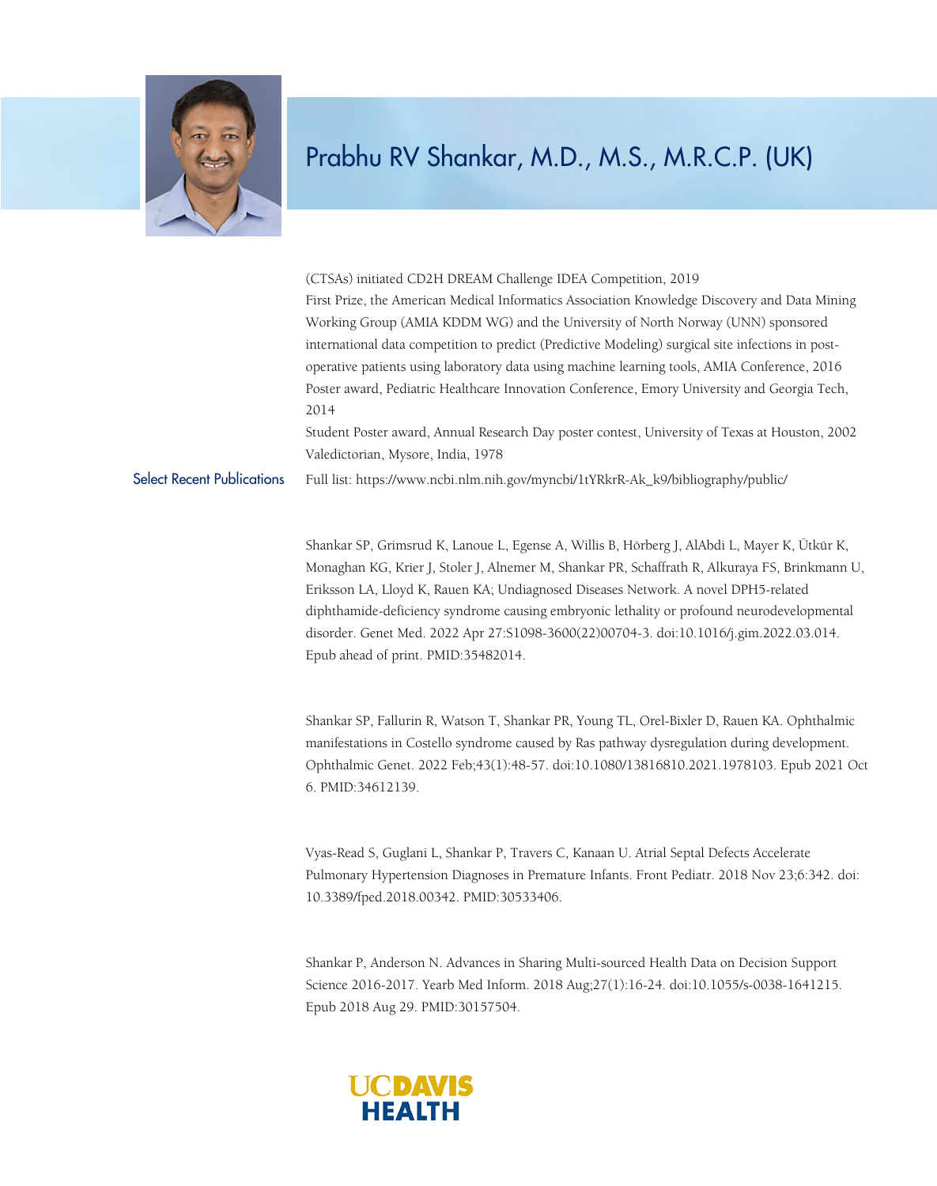# Prabhu RV Shankar, M.D., M.S., M.R.C.P. (UK)

(CTSAs) initiated CD2H DREAM Challenge IDEA Competition, 2019

First Prize, the American Medical Informatics Association Knowledge Discovery and Data Mining Working Group (AMIA KDDM WG) and the University of North Norway (UNN) sponsored international data competition to predict (Predictive Modeling) surgical site infections in post-operative patients using laboratory data using machine learning tools, AMIA Conference, 2016

Poster award, Pediatric Healthcare Innovation Conference, Emory University and Georgia Tech, 2014

Student Poster award, Annual Research Day poster contest, University of Texas at Houston, 2002

Valedictorian, Mysore, India, 1978

## Select Recent Publications

Full list: https://www.ncbi.nlm.nih.gov/myncbi/1tYRkrR-Ak_k9/bibliography/public/

Shankar SP, Grimsrud K, Lanoue L, Egense A, Willis B, Hörberg J, AlAbdi L, Mayer K, Ütkür K, Monaghan KG, Krier J, Stoler J, Alnemer M, Shankar PR, Schaffrath R, Alkuraya FS, Brinkmann U, Eriksson LA, Lloyd K, Rauen KA; Undiagnosed Diseases Network. A novel DPH5-related diphthamide-deficiency syndrome causing embryonic lethality or profound neurodevelopmental disorder. Genet Med. 2022 Apr 27:S1098-3600(22)00704-3. doi:10.1016/j.gim.2022.03.014. Epub ahead of print. PMID:35482014.

Shankar SP, Fallurin R, Watson T, Shankar PR, Young TL, Orel-Bixler D, Rauen KA. Ophthalmic manifestations in Costello syndrome caused by Ras pathway dysregulation during development. Ophthalmic Genet. 2022 Feb;43(1):48-57. doi:10.1080/13816810.2021.1978103. Epub 2021 Oct 6. PMID:34612139.

Vyas-Read S, Guglani L, Shankar P, Travers C, Kanaan U. Atrial Septal Defects Accelerate Pulmonary Hypertension Diagnoses in Premature Infants. Front Pediatr. 2018 Nov 23;6:342. doi: 10.3389/fped.2018.00342. PMID:30533406.

Shankar P, Anderson N. Advances in Sharing Multi-sourced Health Data on Decision Support Science 2016-2017. Yearb Med Inform. 2018 Aug;27(1):16-24. doi:10.1055/s-0038-1641215. Epub 2018 Aug 29. PMID:30157504.

UCDAVIS HEALTH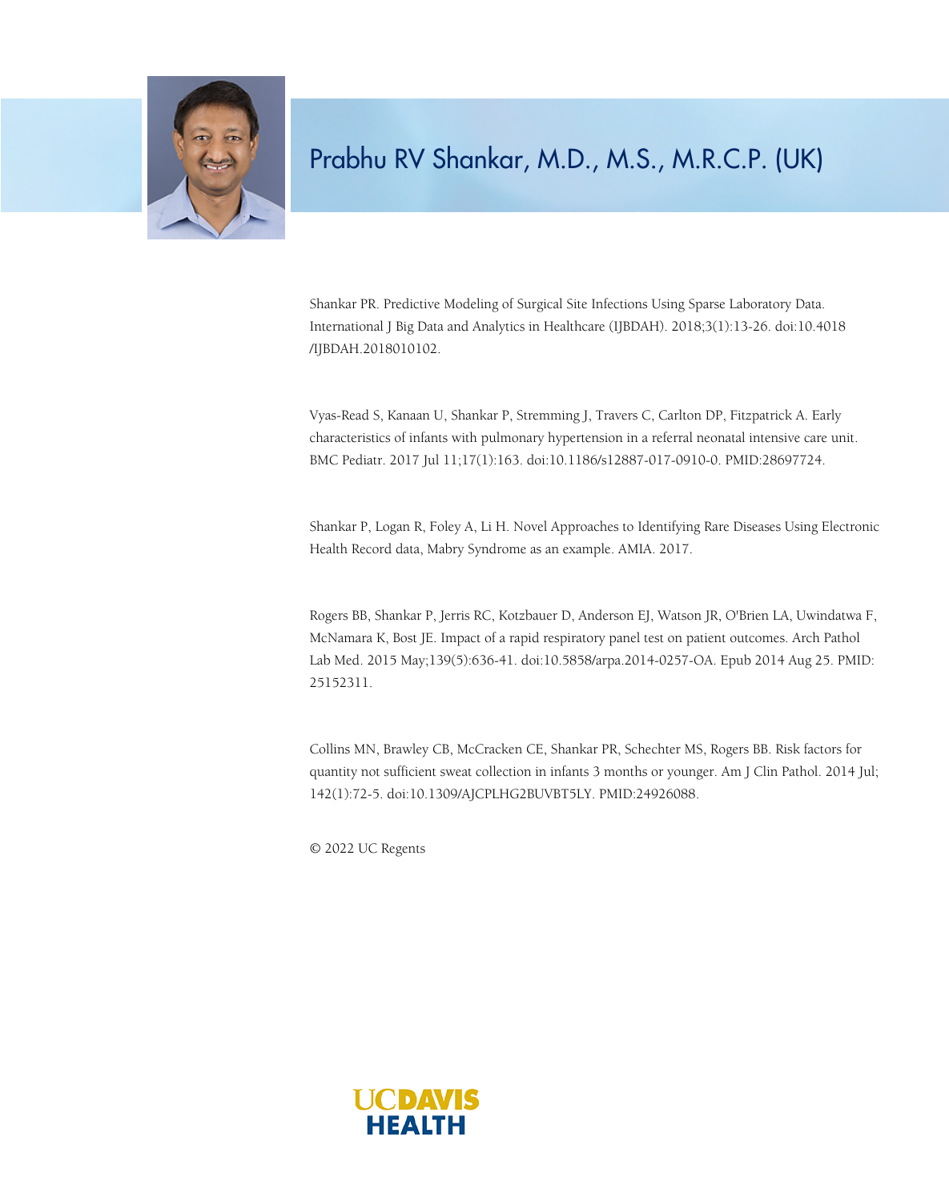# Prabhu RV Shankar, M.D., M.S., M.R.C.P. (UK)

Shankar PR. Predictive Modeling of Surgical Site Infections Using Sparse Laboratory Data. International J Big Data and Analytics in Healthcare (IJBDAH). 2018;3(1):13-26. doi:10.4018/IJBDAH.2018010102.

Vyas-Read S, Kanaan U, Shankar P, Stremming J, Travers C, Carlton DP, Fitzpatrick A. Early characteristics of infants with pulmonary hypertension in a referral neonatal intensive care unit. BMC Pediatr. 2017 Jul 11;17(1):163. doi:10.1186/s12887-017-0910-0. PMID:28697724.

Shankar P, Logan R, Foley A, Li H. Novel Approaches to Identifying Rare Diseases Using Electronic Health Record data, Mabry Syndrome as an example. AMIA. 2017.

Rogers BB, Shankar P, Jerris RC, Kotzbauer D, Anderson EJ, Watson JR, O'Brien LA, Uwindatwa F, McNamara K, Bost JE. Impact of a rapid respiratory panel test on patient outcomes. Arch Pathol Lab Med. 2015 May;139(5):636-41. doi:10.5858/arpa.2014-0257-OA. Epub 2014 Aug 25. PMID: 25152311.

Collins MN, Brawley CB, McCracken CE, Shankar PR, Schechter MS, Rogers BB. Risk factors for quantity not sufficient sweat collection in infants 3 months or younger. Am J Clin Pathol. 2014 Jul; 142(1):72-5. doi:10.1309/AJCPLHG2BUVBT5LY. PMID:24926088.

© 2022 UC Regents

UC DAVIS HEALTH